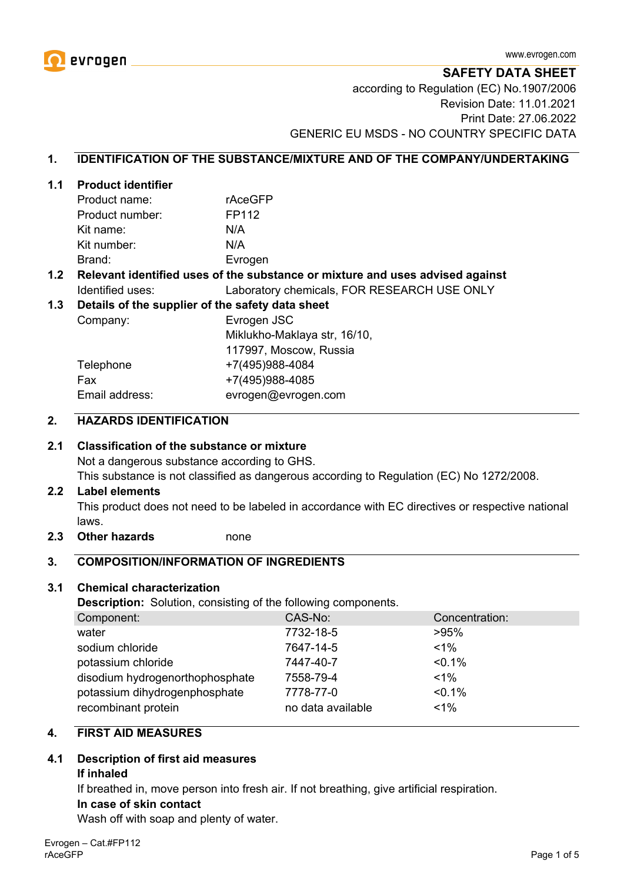# SAFETY DATA SHEET

according to Regulation (EC) No.1907/2006
Revision Date: 11.01.2021
Print Date: 27.06.2022
GENERIC EU MSDS - NO COUNTRY SPECIFIC DATA

## 1. IDENTIFICATION OF THE SUBSTANCE/MIXTURE AND OF THE COMPANY/UNDERTAKING

### 1.1 Product identifier

| | |
|---|---|
| Product name: | rAceGFP |
| Product number: | FP112 |
| Kit name: | N/A |
| Kit number: | N/A |
| Brand: | Evrogen |

### 1.2 Relevant identified uses of the substance or mixture and uses advised against

Identified uses: Laboratory chemicals, FOR RESEARCH USE ONLY

### 1.3 Details of the supplier of the safety data sheet

| | |
|---|---|
| Company: | Evrogen JSC<br>Miklukho-Maklaya str, 16/10,<br>117997, Moscow, Russia |
| Telephone | +7(495)988-4084 |
| Fax | +7(495)988-4085 |
| Email address: | evrogen@evrogen.com |

## 2. HAZARDS IDENTIFICATION

### 2.1 Classification of the substance or mixture

Not a dangerous substance according to GHS.
This substance is not classified as dangerous according to Regulation (EC) No 1272/2008.

### 2.2 Label elements

This product does not need to be labeled in accordance with EC directives or respective national laws.

### 2.3 Other hazards

none

## 3. COMPOSITION/INFORMATION OF INGREDIENTS

### 3.1 Chemical characterization

**Description:** Solution, consisting of the following components.

| Component: | CAS-No: | Concentration: |
|---|---|---|
| water | 7732-18-5 | >95% |
| sodium chloride | 7647-14-5 | <1% |
| potassium chloride | 7447-40-7 | <0.1% |
| disodium hydrogenorthophosphate | 7558-79-4 | <1% |
| potassium dihydrogenphosphate | 7778-77-0 | <0.1% |
| recombinant protein | no data available | <1% |

## 4. FIRST AID MEASURES

### 4.1 Description of first aid measures

**If inhaled**

If breathed in, move person into fresh air. If not breathing, give artificial respiration.

**In case of skin contact**

Wash off with soap and plenty of water.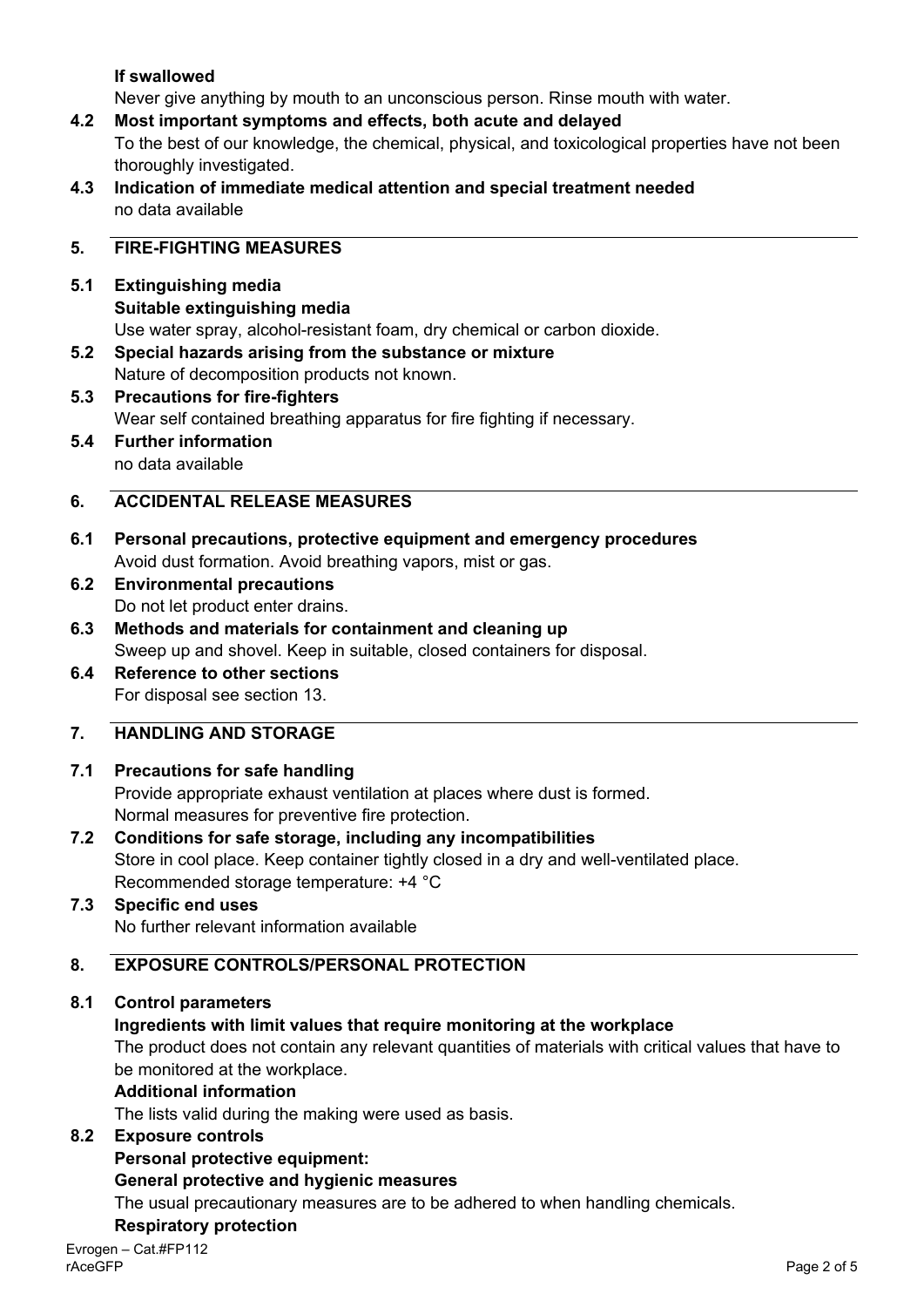**If swallowed**

Never give anything by mouth to an unconscious person. Rinse mouth with water.

**4.2 Most important symptoms and effects, both acute and delayed**

To the best of our knowledge, the chemical, physical, and toxicological properties have not been thoroughly investigated.

**4.3 Indication of immediate medical attention and special treatment needed**

no data available

## 5. FIRE-FIGHTING MEASURES

**5.1 Extinguishing media**

**Suitable extinguishing media**

Use water spray, alcohol-resistant foam, dry chemical or carbon dioxide.

**5.2 Special hazards arising from the substance or mixture**

Nature of decomposition products not known.

**5.3 Precautions for fire-fighters**

Wear self contained breathing apparatus for fire fighting if necessary.

**5.4 Further information**

no data available

## 6. ACCIDENTAL RELEASE MEASURES

**6.1 Personal precautions, protective equipment and emergency procedures**

Avoid dust formation. Avoid breathing vapors, mist or gas.

**6.2 Environmental precautions**

Do not let product enter drains.

**6.3 Methods and materials for containment and cleaning up**

Sweep up and shovel. Keep in suitable, closed containers for disposal.

**6.4 Reference to other sections**

For disposal see section 13.

## 7. HANDLING AND STORAGE

**7.1 Precautions for safe handling**

Provide appropriate exhaust ventilation at places where dust is formed.
Normal measures for preventive fire protection.

**7.2 Conditions for safe storage, including any incompatibilities**

Store in cool place. Keep container tightly closed in a dry and well-ventilated place.
Recommended storage temperature: +4 °C

**7.3 Specific end uses**

No further relevant information available

## 8. EXPOSURE CONTROLS/PERSONAL PROTECTION

**8.1 Control parameters**

**Ingredients with limit values that require monitoring at the workplace**

The product does not contain any relevant quantities of materials with critical values that have to be monitored at the workplace.

**Additional information**

The lists valid during the making were used as basis.

**8.2 Exposure controls**

**Personal protective equipment:**

**General protective and hygienic measures**

The usual precautionary measures are to be adhered to when handling chemicals.

**Respiratory protection**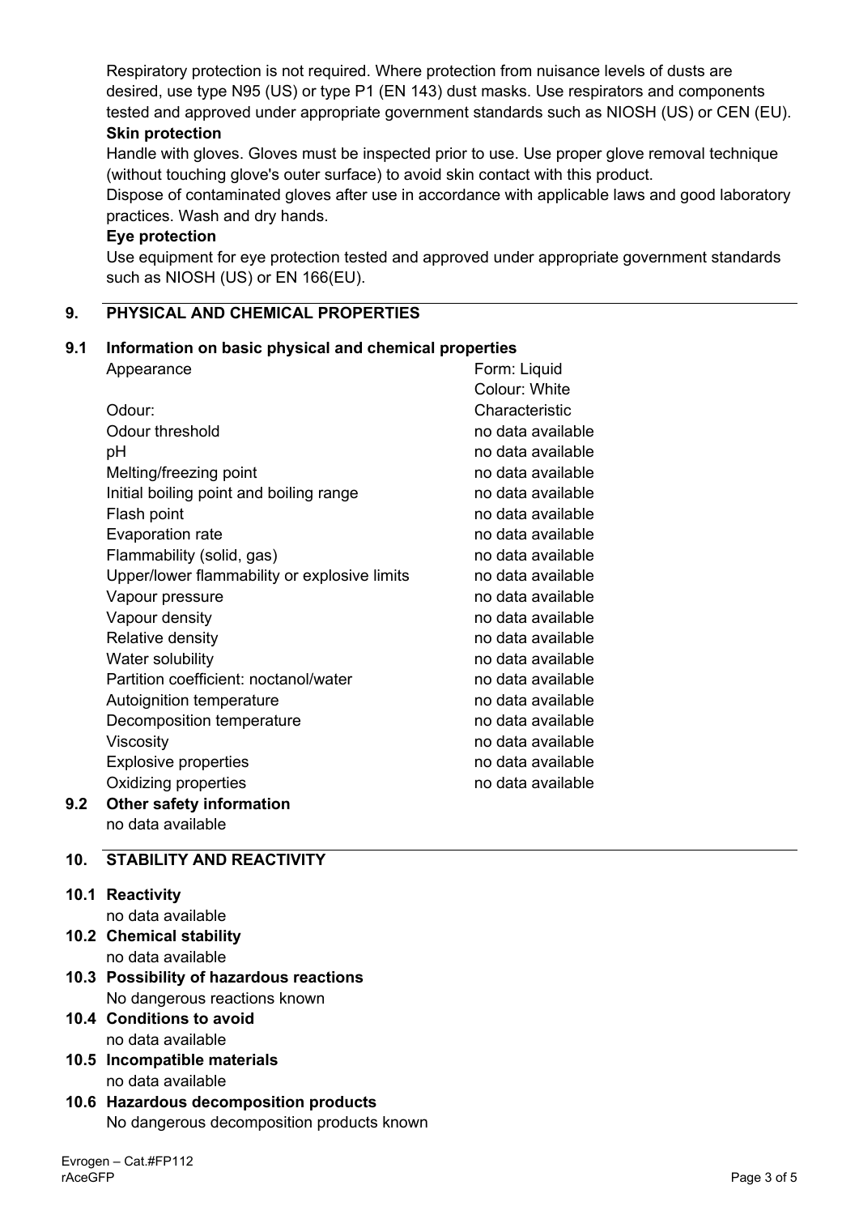Respiratory protection is not required. Where protection from nuisance levels of dusts are desired, use type N95 (US) or type P1 (EN 143) dust masks. Use respirators and components tested and approved under appropriate government standards such as NIOSH (US) or CEN (EU).

**Skin protection**

Handle with gloves. Gloves must be inspected prior to use. Use proper glove removal technique (without touching glove's outer surface) to avoid skin contact with this product.

Dispose of contaminated gloves after use in accordance with applicable laws and good laboratory practices. Wash and dry hands.

**Eye protection**

Use equipment for eye protection tested and approved under appropriate government standards such as NIOSH (US) or EN 166(EU).

## 9. PHYSICAL AND CHEMICAL PROPERTIES

### 9.1 Information on basic physical and chemical properties

| Property | Value |
|---|---|
| Appearance | Form: Liquid<br>Colour: White |
| Odour: | Characteristic |
| Odour threshold | no data available |
| pH | no data available |
| Melting/freezing point | no data available |
| Initial boiling point and boiling range | no data available |
| Flash point | no data available |
| Evaporation rate | no data available |
| Flammability (solid, gas) | no data available |
| Upper/lower flammability or explosive limits | no data available |
| Vapour pressure | no data available |
| Vapour density | no data available |
| Relative density | no data available |
| Water solubility | no data available |
| Partition coefficient: noctanol/water | no data available |
| Autoignition temperature | no data available |
| Decomposition temperature | no data available |
| Viscosity | no data available |
| Explosive properties | no data available |
| Oxidizing properties | no data available |

### 9.2 Other safety information

no data available

## 10. STABILITY AND REACTIVITY

### 10.1 Reactivity

no data available

### 10.2 Chemical stability

no data available

### 10.3 Possibility of hazardous reactions

No dangerous reactions known

### 10.4 Conditions to avoid

no data available

### 10.5 Incompatible materials

no data available

### 10.6 Hazardous decomposition products

No dangerous decomposition products known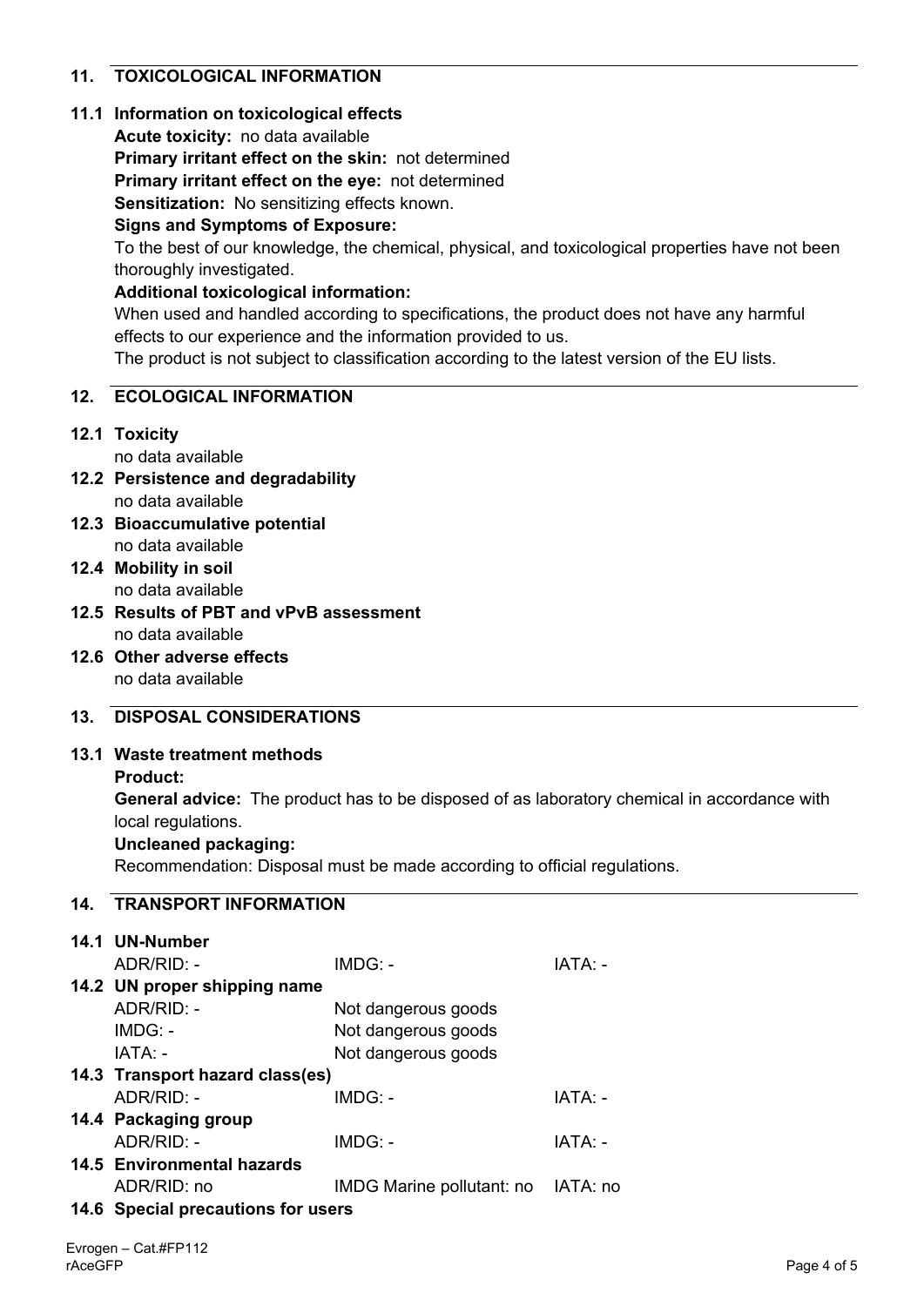## 11. TOXICOLOGICAL INFORMATION

### 11.1 Information on toxicological effects

**Acute toxicity:** no data available

**Primary irritant effect on the skin:** not determined

**Primary irritant effect on the eye:** not determined

**Sensitization:** No sensitizing effects known.

**Signs and Symptoms of Exposure:**

To the best of our knowledge, the chemical, physical, and toxicological properties have not been thoroughly investigated.

**Additional toxicological information:**

When used and handled according to specifications, the product does not have any harmful effects to our experience and the information provided to us.

The product is not subject to classification according to the latest version of the EU lists.

## 12. ECOLOGICAL INFORMATION

### 12.1 Toxicity

no data available

### 12.2 Persistence and degradability

no data available

### 12.3 Bioaccumulative potential

no data available

### 12.4 Mobility in soil

no data available

### 12.5 Results of PBT and vPvB assessment

no data available

### 12.6 Other adverse effects

no data available

## 13. DISPOSAL CONSIDERATIONS

### 13.1 Waste treatment methods

**Product:**

**General advice:** The product has to be disposed of as laboratory chemical in accordance with local regulations.

**Uncleaned packaging:**

Recommendation: Disposal must be made according to official regulations.

## 14. TRANSPORT INFORMATION

### 14.1 UN-Number

| ADR/RID: - | IMDG: - | IATA: - |
|---|---|---|

### 14.2 UN proper shipping name

| | |
|---|---|
| ADR/RID: - | Not dangerous goods |
| IMDG: - | Not dangerous goods |
| IATA: - | Not dangerous goods |

### 14.3 Transport hazard class(es)

| ADR/RID: - | IMDG: - | IATA: - |
|---|---|---|

### 14.4 Packaging group

| ADR/RID: - | IMDG: - | IATA: - |
|---|---|---|

### 14.5 Environmental hazards

| ADR/RID: no | IMDG Marine pollutant: no | IATA: no |
|---|---|---|

### 14.6 Special precautions for users

Evrogen – Cat.#FP112
rAceGFP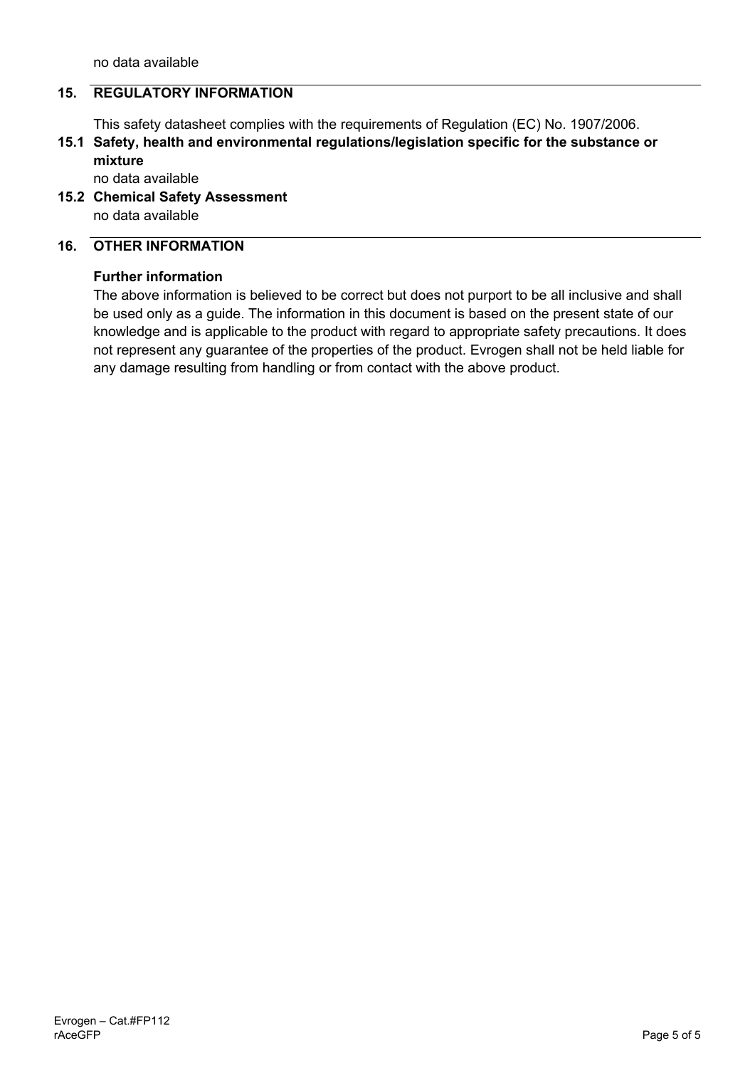no data available

## 15. REGULATORY INFORMATION

This safety datasheet complies with the requirements of Regulation (EC) No. 1907/2006.

### 15.1 Safety, health and environmental regulations/legislation specific for the substance or mixture

no data available

### 15.2 Chemical Safety Assessment

no data available

## 16. OTHER INFORMATION

**Further information**

The above information is believed to be correct but does not purport to be all inclusive and shall be used only as a guide. The information in this document is based on the present state of our knowledge and is applicable to the product with regard to appropriate safety precautions. It does not represent any guarantee of the properties of the product. Evrogen shall not be held liable for any damage resulting from handling or from contact with the above product.